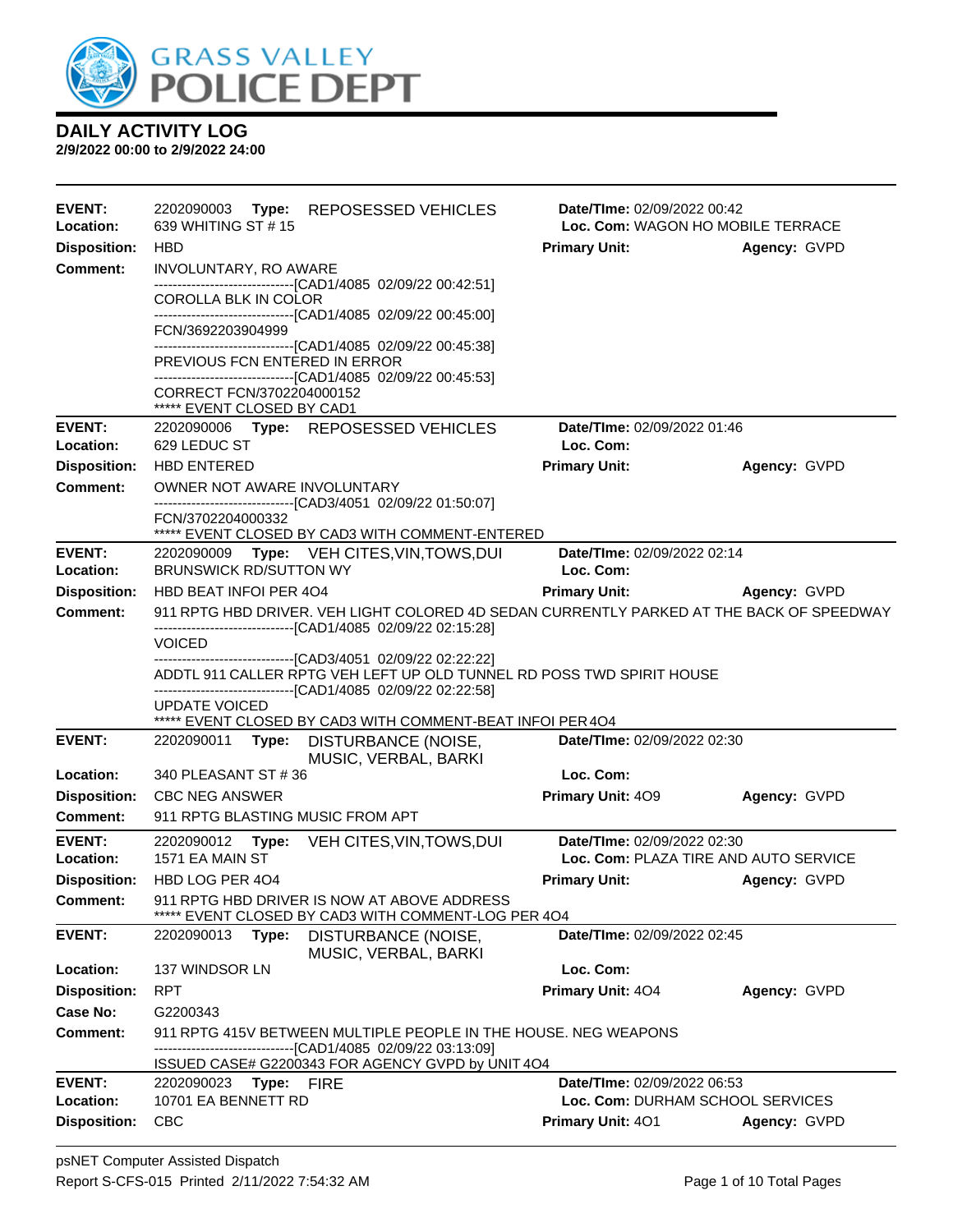# GRASS VALLEY POLICE DEPT

## DAILY ACTIVITY LOG

**2/9/2022 00:00 to 2/9/2022 24:00**

---

**EVENT:** 2202090003 **Type:** REPOSESSED VEHICLES **Date/TIme:** 02/09/2022 00:42
**Location:** 639 WHITING ST # 15 **Loc. Com:** WAGON HO MOBILE TERRACE
**Disposition:** HBD **Primary Unit:** **Agency:** GVPD
**Comment:** INVOLUNTARY, RO AWARE
------------------------------[CAD1/4085 02/09/22 00:42:51]
COROLLA BLK IN COLOR
------------------------------[CAD1/4085 02/09/22 00:45:00]
FCN/3692203904999
------------------------------[CAD1/4085 02/09/22 00:45:38]
PREVIOUS FCN ENTERED IN ERROR
------------------------------[CAD1/4085 02/09/22 00:45:53]
CORRECT FCN/3702204000152
***** EVENT CLOSED BY CAD1

---

**EVENT:** 2202090006 **Type:** REPOSESSED VEHICLES **Date/TIme:** 02/09/2022 01:46
**Location:** 629 LEDUC ST **Loc. Com:**
**Disposition:** HBD ENTERED **Primary Unit:** **Agency:** GVPD
**Comment:** OWNER NOT AWARE INVOLUNTARY
------------------------------[CAD3/4051 02/09/22 01:50:07]
FCN/3702204000332
***** EVENT CLOSED BY CAD3 WITH COMMENT-ENTERED

---

**EVENT:** 2202090009 **Type:** VEH CITES,VIN,TOWS,DUI **Date/TIme:** 02/09/2022 02:14
**Location:** BRUNSWICK RD/SUTTON WY **Loc. Com:**
**Disposition:** HBD BEAT INFOI PER 4O4 **Primary Unit:** **Agency:** GVPD
**Comment:** 911 RPTG HBD DRIVER. VEH LIGHT COLORED 4D SEDAN CURRENTLY PARKED AT THE BACK OF SPEEDWAY
------------------------------[CAD1/4085 02/09/22 02:15:28]
VOICED
------------------------------[CAD3/4051 02/09/22 02:22:22]
ADDTL 911 CALLER RPTG VEH LEFT UP OLD TUNNEL RD POSS TWD SPIRIT HOUSE
------------------------------[CAD1/4085 02/09/22 02:22:58]
UPDATE VOICED
***** EVENT CLOSED BY CAD3 WITH COMMENT-BEAT INFOI PER 4O4

---

**EVENT:** 2202090011 **Type:** DISTURBANCE (NOISE, MUSIC, VERBAL, BARKI **Date/TIme:** 02/09/2022 02:30
**Location:** 340 PLEASANT ST # 36 **Loc. Com:**
**Disposition:** CBC NEG ANSWER **Primary Unit:** 4O9 **Agency:** GVPD
**Comment:** 911 RPTG BLASTING MUSIC FROM APT

---

**EVENT:** 2202090012 **Type:** VEH CITES,VIN,TOWS,DUI **Date/TIme:** 02/09/2022 02:30
**Location:** 1571 EA MAIN ST **Loc. Com:** PLAZA TIRE AND AUTO SERVICE
**Disposition:** HBD LOG PER 4O4 **Primary Unit:** **Agency:** GVPD
**Comment:** 911 RPTG HBD DRIVER IS NOW AT ABOVE ADDRESS
***** EVENT CLOSED BY CAD3 WITH COMMENT-LOG PER 4O4

---

**EVENT:** 2202090013 **Type:** DISTURBANCE (NOISE, MUSIC, VERBAL, BARKI **Date/TIme:** 02/09/2022 02:45
**Location:** 137 WINDSOR LN **Loc. Com:**
**Disposition:** RPT **Primary Unit:** 4O4 **Agency:** GVPD
**Case No:** G2200343
**Comment:** 911 RPTG 415V BETWEEN MULTIPLE PEOPLE IN THE HOUSE. NEG WEAPONS
------------------------------[CAD1/4085 02/09/22 03:13:09]
ISSUED CASE# G2200343 FOR AGENCY GVPD by UNIT 4O4

---

**EVENT:** 2202090023 **Type:** FIRE **Date/TIme:** 02/09/2022 06:53
**Location:** 10701 EA BENNETT RD **Loc. Com:** DURHAM SCHOOL SERVICES
**Disposition:** CBC **Primary Unit:** 4O1 **Agency:** GVPD

---

psNET Computer Assisted Dispatch
Report S-CFS-015 Printed 2/11/2022 7:54:32 AM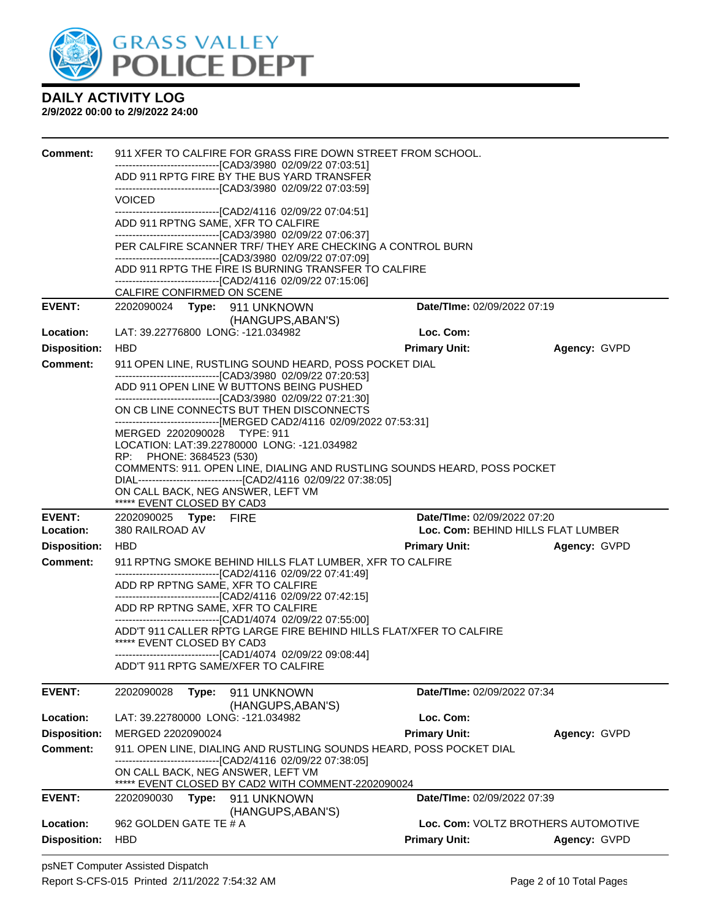**DAILY ACTIVITY LOG**
**2/9/2022 00:00 to 2/9/2022 24:00**

**Comment:** 911 XFER TO CALFIRE FOR GRASS FIRE DOWN STREET FROM SCHOOL.
------------------------------[CAD3/3980 02/09/22 07:03:51]
ADD 911 RPTG FIRE BY THE BUS YARD TRANSFER
------------------------------[CAD3/3980 02/09/22 07:03:59]
VOICED
------------------------------[CAD2/4116 02/09/22 07:04:51]
ADD 911 RPTNG SAME, XFR TO CALFIRE
------------------------------[CAD3/3980 02/09/22 07:06:37]
PER CALFIRE SCANNER TRF/ THEY ARE CHECKING A CONTROL BURN
------------------------------[CAD3/3980 02/09/22 07:07:09]
ADD 911 RPTG THE FIRE IS BURNING TRANSFER TO CALFIRE
------------------------------[CAD2/4116 02/09/22 07:15:06]
CALFIRE CONFIRMED ON SCENE

---

**EVENT:** 2202090024 **Type:** 911 UNKNOWN (HANGUPS,ABAN'S) **Date/TIme:** 02/09/2022 07:19
**Location:** LAT: 39.22776800 LONG: -121.034982 **Loc. Com:**
**Disposition:** HBD **Primary Unit:** **Agency:** GVPD
**Comment:** 911 OPEN LINE, RUSTLING SOUND HEARD, POSS POCKET DIAL
------------------------------[CAD3/3980 02/09/22 07:20:53]
ADD 911 OPEN LINE W BUTTONS BEING PUSHED
------------------------------[CAD3/3980 02/09/22 07:21:30]
ON CB LINE CONNECTS BUT THEN DISCONNECTS
------------------------------[MERGED CAD2/4116 02/09/2022 07:53:31]
MERGED 2202090028 TYPE: 911
LOCATION: LAT:39.22780000 LONG: -121.034982
RP: PHONE: 3684523 (530)
COMMENTS: 911. OPEN LINE, DIALING AND RUSTLING SOUNDS HEARD, POSS POCKET DIAL------------------------------[CAD2/4116 02/09/22 07:38:05]
ON CALL BACK, NEG ANSWER, LEFT VM
***** EVENT CLOSED BY CAD3

---

**EVENT:** 2202090025 **Type:** FIRE **Date/TIme:** 02/09/2022 07:20
**Location:** 380 RAILROAD AV **Loc. Com:** BEHIND HILLS FLAT LUMBER
**Disposition:** HBD **Primary Unit:** **Agency:** GVPD
**Comment:** 911 RPTNG SMOKE BEHIND HILLS FLAT LUMBER, XFR TO CALFIRE
------------------------------[CAD2/4116 02/09/22 07:41:49]
ADD RP RPTNG SAME, XFR TO CALFIRE
------------------------------[CAD2/4116 02/09/22 07:42:15]
ADD RP RPTNG SAME, XFR TO CALFIRE
------------------------------[CAD1/4074 02/09/22 07:55:00]
ADD'T 911 CALLER RPTG LARGE FIRE BEHIND HILLS FLAT/XFER TO CALFIRE
***** EVENT CLOSED BY CAD3
------------------------------[CAD1/4074 02/09/22 09:08:44]
ADD'T 911 RPTG SAME/XFER TO CALFIRE

---

**EVENT:** 2202090028 **Type:** 911 UNKNOWN (HANGUPS,ABAN'S) **Date/TIme:** 02/09/2022 07:34
**Location:** LAT: 39.22780000 LONG: -121.034982 **Loc. Com:**
**Disposition:** MERGED 2202090024 **Primary Unit:** **Agency:** GVPD
**Comment:** 911. OPEN LINE, DIALING AND RUSTLING SOUNDS HEARD, POSS POCKET DIAL
------------------------------[CAD2/4116 02/09/22 07:38:05]
ON CALL BACK, NEG ANSWER, LEFT VM
***** EVENT CLOSED BY CAD2 WITH COMMENT-2202090024

---

**EVENT:** 2202090030 **Type:** 911 UNKNOWN (HANGUPS,ABAN'S) **Date/TIme:** 02/09/2022 07:39
**Location:** 962 GOLDEN GATE TE # A **Loc. Com:** VOLTZ BROTHERS AUTOMOTIVE
**Disposition:** HBD **Primary Unit:** **Agency:** GVPD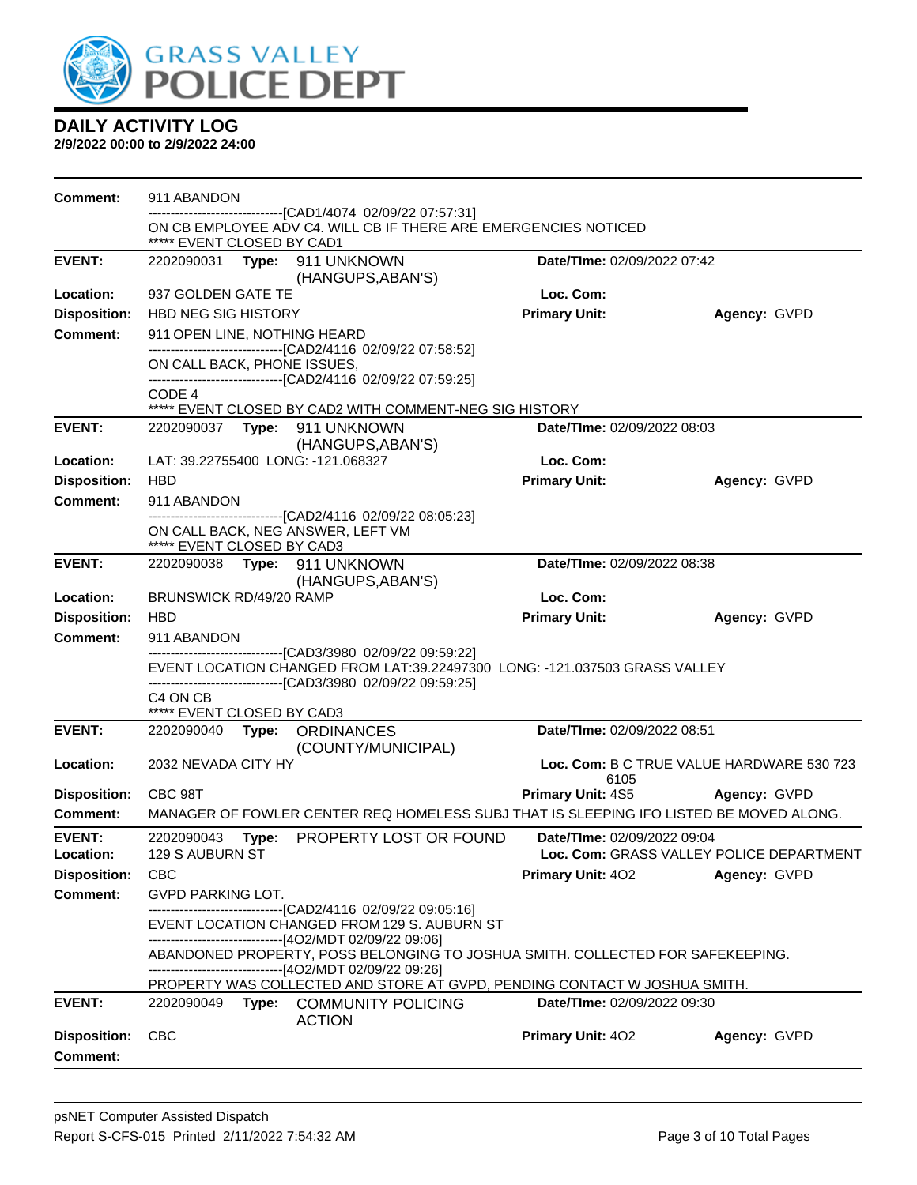# DAILY ACTIVITY LOG

**2/9/2022 00:00 to 2/9/2022 24:00**

**Comment:** 911 ABANDON
------------------------------[CAD1/4074 02/09/22 07:57:31]
ON CB EMPLOYEE ADV C4. WILL CB IF THERE ARE EMERGENCIES NOTICED
***** EVENT CLOSED BY CAD1

---

**EVENT:** 2202090031 **Type:** 911 UNKNOWN (HANGUPS,ABAN'S) **Date/TIme:** 02/09/2022 07:42
**Location:** 937 GOLDEN GATE TE **Loc. Com:**
**Disposition:** HBD NEG SIG HISTORY **Primary Unit:** **Agency:** GVPD
**Comment:** 911 OPEN LINE, NOTHING HEARD
------------------------------[CAD2/4116 02/09/22 07:58:52]
ON CALL BACK, PHONE ISSUES,
------------------------------[CAD2/4116 02/09/22 07:59:25]
CODE 4
***** EVENT CLOSED BY CAD2 WITH COMMENT-NEG SIG HISTORY

---

**EVENT:** 2202090037 **Type:** 911 UNKNOWN (HANGUPS,ABAN'S) **Date/TIme:** 02/09/2022 08:03
**Location:** LAT: 39.22755400 LONG: -121.068327 **Loc. Com:**
**Disposition:** HBD **Primary Unit:** **Agency:** GVPD
**Comment:** 911 ABANDON
------------------------------[CAD2/4116 02/09/22 08:05:23]
ON CALL BACK, NEG ANSWER, LEFT VM
***** EVENT CLOSED BY CAD3

---

**EVENT:** 2202090038 **Type:** 911 UNKNOWN (HANGUPS,ABAN'S) **Date/TIme:** 02/09/2022 08:38
**Location:** BRUNSWICK RD/49/20 RAMP **Loc. Com:**
**Disposition:** HBD **Primary Unit:** **Agency:** GVPD
**Comment:** 911 ABANDON
------------------------------[CAD3/3980 02/09/22 09:59:22]
EVENT LOCATION CHANGED FROM LAT:39.22497300 LONG: -121.037503 GRASS VALLEY
------------------------------[CAD3/3980 02/09/22 09:59:25]
C4 ON CB
***** EVENT CLOSED BY CAD3

---

**EVENT:** 2202090040 **Type:** ORDINANCES (COUNTY/MUNICIPAL) **Date/TIme:** 02/09/2022 08:51
**Location:** 2032 NEVADA CITY HY **Loc. Com:** B C TRUE VALUE HARDWARE 530 723 6105
**Disposition:** CBC 98T **Primary Unit:** 4S5 **Agency:** GVPD
**Comment:** MANAGER OF FOWLER CENTER REQ HOMELESS SUBJ THAT IS SLEEPING IFO LISTED BE MOVED ALONG.

---

**EVENT:** 2202090043 **Type:** PROPERTY LOST OR FOUND **Date/TIme:** 02/09/2022 09:04
**Location:** 129 S AUBURN ST **Loc. Com:** GRASS VALLEY POLICE DEPARTMENT
**Disposition:** CBC **Primary Unit:** 4O2 **Agency:** GVPD
**Comment:** GVPD PARKING LOT.
------------------------------[CAD2/4116 02/09/22 09:05:16]
EVENT LOCATION CHANGED FROM 129 S. AUBURN ST
------------------------------[4O2/MDT 02/09/22 09:06]
ABANDONED PROPERTY, POSS BELONGING TO JOSHUA SMITH. COLLECTED FOR SAFEKEEPING.
------------------------------[4O2/MDT 02/09/22 09:26]
PROPERTY WAS COLLECTED AND STORE AT GVPD, PENDING CONTACT W JOSHUA SMITH.

---

**EVENT:** 2202090049 **Type:** COMMUNITY POLICING ACTION **Date/TIme:** 02/09/2022 09:30
**Disposition:** CBC **Primary Unit:** 4O2 **Agency:** GVPD
**Comment:**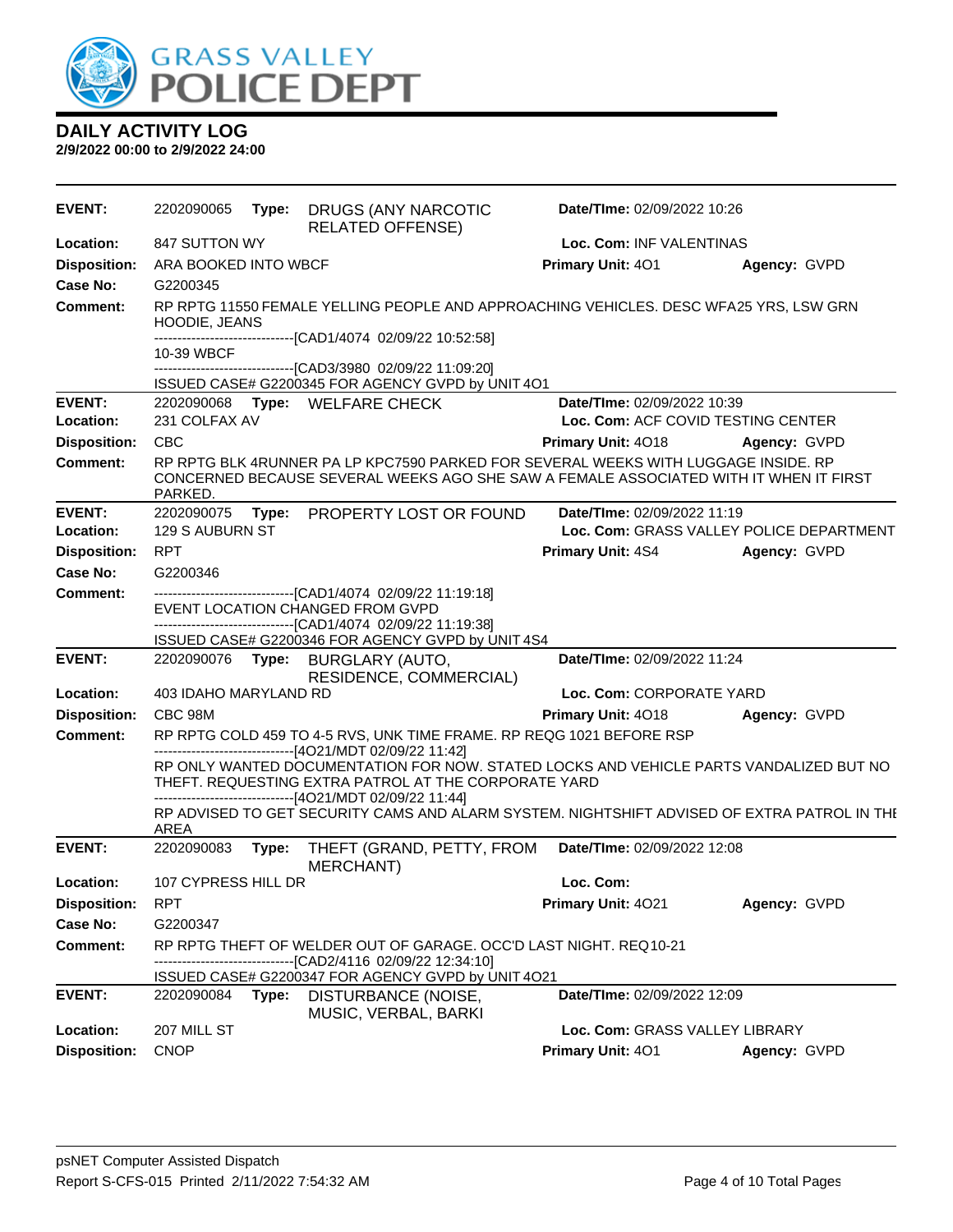# DAILY ACTIVITY LOG

**2/9/2022 00:00 to 2/9/2022 24:00**

| | | | |
|---|---|---|---|
| **EVENT:** | 2202090065 **Type:** DRUGS (ANY NARCOTIC RELATED OFFENSE) | **Date/TIme:** 02/09/2022 10:26 | |
| **Location:** | 847 SUTTON WY | **Loc. Com:** INF VALENTINAS | |
| **Disposition:** | ARA BOOKED INTO WBCF | **Primary Unit:** 4O1 | **Agency:** GVPD |
| **Case No:** | G2200345 | | |
| **Comment:** | RP RPTG 11550 FEMALE YELLING PEOPLE AND APPROACHING VEHICLES. DESC WFA25 YRS, LSW GRN HOODIE, JEANS<br>------------------------------[CAD1/4074 02/09/22 10:52:58]<br>10-39 WBCF<br>------------------------------[CAD3/3980 02/09/22 11:09:20]<br>ISSUED CASE# G2200345 FOR AGENCY GVPD by UNIT 4O1 | | |

| | | | |
|---|---|---|---|
| **EVENT:** | 2202090068 **Type:** WELFARE CHECK | **Date/TIme:** 02/09/2022 10:39 | |
| **Location:** | 231 COLFAX AV | **Loc. Com:** ACF COVID TESTING CENTER | |
| **Disposition:** | CBC | **Primary Unit:** 4O18 | **Agency:** GVPD |
| **Comment:** | RP RPTG BLK 4RUNNER PA LP KPC7590 PARKED FOR SEVERAL WEEKS WITH LUGGAGE INSIDE. RP CONCERNED BECAUSE SEVERAL WEEKS AGO SHE SAW A FEMALE ASSOCIATED WITH IT WHEN IT FIRST PARKED. | | |

| | | | |
|---|---|---|---|
| **EVENT:** | 2202090075 **Type:** PROPERTY LOST OR FOUND | **Date/TIme:** 02/09/2022 11:19 | |
| **Location:** | 129 S AUBURN ST | **Loc. Com:** GRASS VALLEY POLICE DEPARTMENT | |
| **Disposition:** | RPT | **Primary Unit:** 4S4 | **Agency:** GVPD |
| **Case No:** | G2200346 | | |
| **Comment:** | ------------------------------[CAD1/4074 02/09/22 11:19:18]<br>EVENT LOCATION CHANGED FROM GVPD<br>------------------------------[CAD1/4074 02/09/22 11:19:38]<br>ISSUED CASE# G2200346 FOR AGENCY GVPD by UNIT 4S4 | | |

| | | | |
|---|---|---|---|
| **EVENT:** | 2202090076 **Type:** BURGLARY (AUTO, RESIDENCE, COMMERCIAL) | **Date/TIme:** 02/09/2022 11:24 | |
| **Location:** | 403 IDAHO MARYLAND RD | **Loc. Com:** CORPORATE YARD | |
| **Disposition:** | CBC 98M | **Primary Unit:** 4O18 | **Agency:** GVPD |
| **Comment:** | RP RPTG COLD 459 TO 4-5 RVS, UNK TIME FRAME. RP REQG 1021 BEFORE RSP<br>------------------------------[4O21/MDT 02/09/22 11:42]<br>RP ONLY WANTED DOCUMENTATION FOR NOW. STATED LOCKS AND VEHICLE PARTS VANDALIZED BUT NO THEFT. REQUESTING EXTRA PATROL AT THE CORPORATE YARD<br>------------------------------[4O21/MDT 02/09/22 11:44]<br>RP ADVISED TO GET SECURITY CAMS AND ALARM SYSTEM. NIGHTSHIFT ADVISED OF EXTRA PATROL IN THE AREA | | |

| | | | |
|---|---|---|---|
| **EVENT:** | 2202090083 **Type:** THEFT (GRAND, PETTY, FROM MERCHANT) | **Date/TIme:** 02/09/2022 12:08 | |
| **Location:** | 107 CYPRESS HILL DR | **Loc. Com:** | |
| **Disposition:** | RPT | **Primary Unit:** 4O21 | **Agency:** GVPD |
| **Case No:** | G2200347 | | |
| **Comment:** | RP RPTG THEFT OF WELDER OUT OF GARAGE. OCC'D LAST NIGHT. REQ 10-21<br>------------------------------[CAD2/4116 02/09/22 12:34:10]<br>ISSUED CASE# G2200347 FOR AGENCY GVPD by UNIT 4O21 | | |

| | | | |
|---|---|---|---|
| **EVENT:** | 2202090084 **Type:** DISTURBANCE (NOISE, MUSIC, VERBAL, BARKI | **Date/TIme:** 02/09/2022 12:09 | |
| **Location:** | 207 MILL ST | **Loc. Com:** GRASS VALLEY LIBRARY | |
| **Disposition:** | CNOP | **Primary Unit:** 4O1 | **Agency:** GVPD |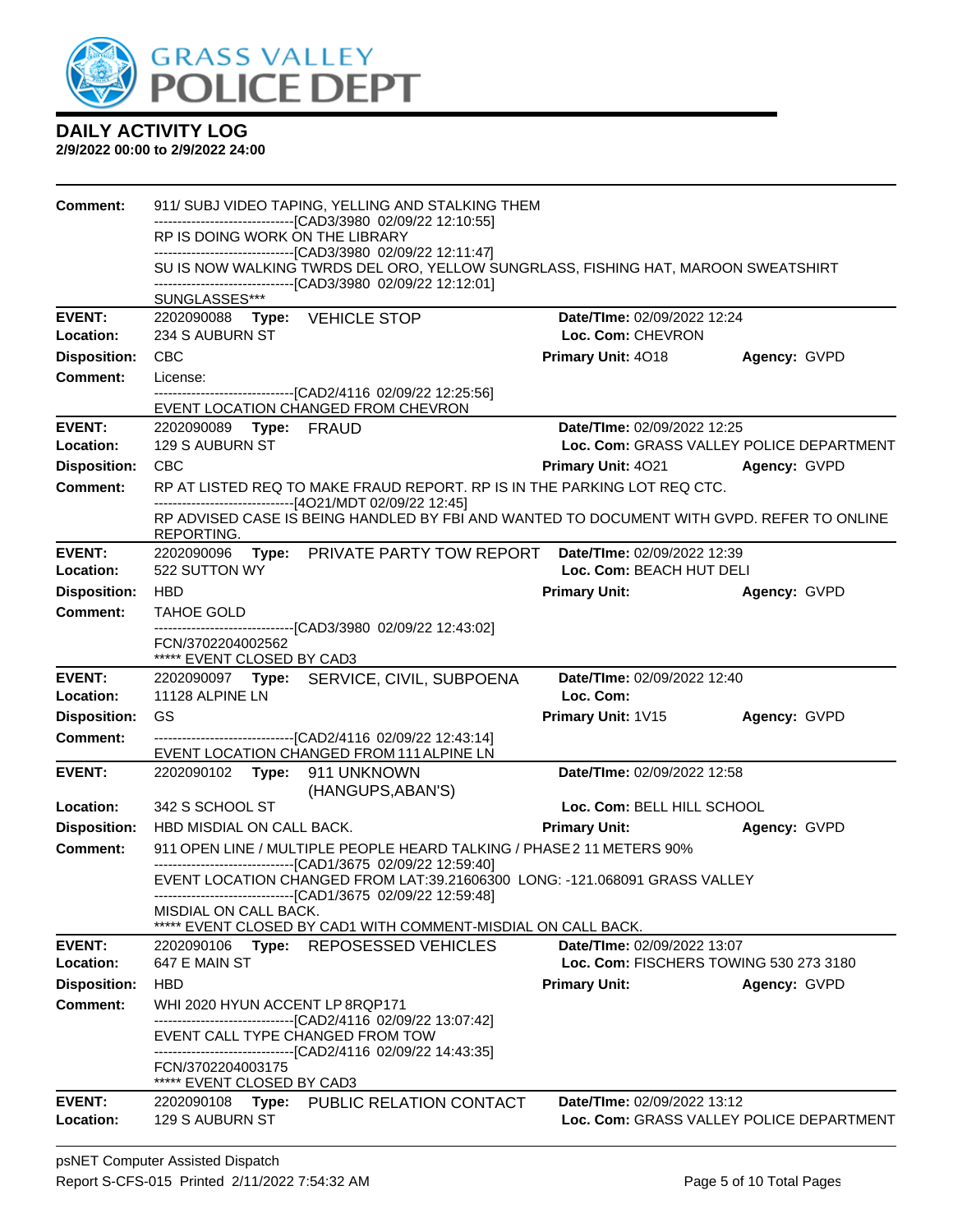# DAILY ACTIVITY LOG

**2/9/2022 00:00 to 2/9/2022 24:00**

**Comment:** 911/ SUBJ VIDEO TAPING, YELLING AND STALKING THEM
------------------------------[CAD3/3980 02/09/22 12:10:55]
RP IS DOING WORK ON THE LIBRARY
------------------------------[CAD3/3980 02/09/22 12:11:47]
SU IS NOW WALKING TWRDS DEL ORO, YELLOW SUNGRLASS, FISHING HAT, MAROON SWEATSHIRT
------------------------------[CAD3/3980 02/09/22 12:12:01]
SUNGLASSES***

---

**EVENT:** 2202090088 **Type:** VEHICLE STOP **Date/TIme:** 02/09/2022 12:24
**Location:** 234 S AUBURN ST **Loc. Com:** CHEVRON
**Disposition:** CBC **Primary Unit:** 4O18 **Agency:** GVPD
**Comment:** License:
------------------------------[CAD2/4116 02/09/22 12:25:56]
EVENT LOCATION CHANGED FROM CHEVRON

---

**EVENT:** 2202090089 **Type:** FRAUD **Date/TIme:** 02/09/2022 12:25
**Location:** 129 S AUBURN ST **Loc. Com:** GRASS VALLEY POLICE DEPARTMENT
**Disposition:** CBC **Primary Unit:** 4O21 **Agency:** GVPD
**Comment:** RP AT LISTED REQ TO MAKE FRAUD REPORT. RP IS IN THE PARKING LOT REQ CTC.
------------------------------[4O21/MDT 02/09/22 12:45]
RP ADVISED CASE IS BEING HANDLED BY FBI AND WANTED TO DOCUMENT WITH GVPD. REFER TO ONLINE REPORTING.

---

**EVENT:** 2202090096 **Type:** PRIVATE PARTY TOW REPORT **Date/TIme:** 02/09/2022 12:39
**Location:** 522 SUTTON WY **Loc. Com:** BEACH HUT DELI
**Disposition:** HBD **Primary Unit:** **Agency:** GVPD
**Comment:** TAHOE GOLD
------------------------------[CAD3/3980 02/09/22 12:43:02]
FCN/3702204002562
***** EVENT CLOSED BY CAD3

---

**EVENT:** 2202090097 **Type:** SERVICE, CIVIL, SUBPOENA **Date/TIme:** 02/09/2022 12:40
**Location:** 11128 ALPINE LN **Loc. Com:**
**Disposition:** GS **Primary Unit:** 1V15 **Agency:** GVPD
**Comment:** ------------------------------[CAD2/4116 02/09/22 12:43:14]
EVENT LOCATION CHANGED FROM 111 ALPINE LN

---

**EVENT:** 2202090102 **Type:** 911 UNKNOWN (HANGUPS,ABAN'S) **Date/TIme:** 02/09/2022 12:58
**Location:** 342 S SCHOOL ST **Loc. Com:** BELL HILL SCHOOL
**Disposition:** HBD MISDIAL ON CALL BACK. **Primary Unit:** **Agency:** GVPD
**Comment:** 911 OPEN LINE / MULTIPLE PEOPLE HEARD TALKING / PHASE 2 11 METERS 90%
------------------------------[CAD1/3675 02/09/22 12:59:40]
EVENT LOCATION CHANGED FROM LAT:39.21606300 LONG: -121.068091 GRASS VALLEY
------------------------------[CAD1/3675 02/09/22 12:59:48]
MISDIAL ON CALL BACK.
***** EVENT CLOSED BY CAD1 WITH COMMENT-MISDIAL ON CALL BACK.

---

**EVENT:** 2202090106 **Type:** REPOSESSED VEHICLES **Date/TIme:** 02/09/2022 13:07
**Location:** 647 E MAIN ST **Loc. Com:** FISCHERS TOWING 530 273 3180
**Disposition:** HBD **Primary Unit:** **Agency:** GVPD
**Comment:** WHI 2020 HYUN ACCENT LP 8RQP171
------------------------------[CAD2/4116 02/09/22 13:07:42]
EVENT CALL TYPE CHANGED FROM TOW
------------------------------[CAD2/4116 02/09/22 14:43:35]
FCN/3702204003175
***** EVENT CLOSED BY CAD3

---

**EVENT:** 2202090108 **Type:** PUBLIC RELATION CONTACT **Date/TIme:** 02/09/2022 13:12
**Location:** 129 S AUBURN ST **Loc. Com:** GRASS VALLEY POLICE DEPARTMENT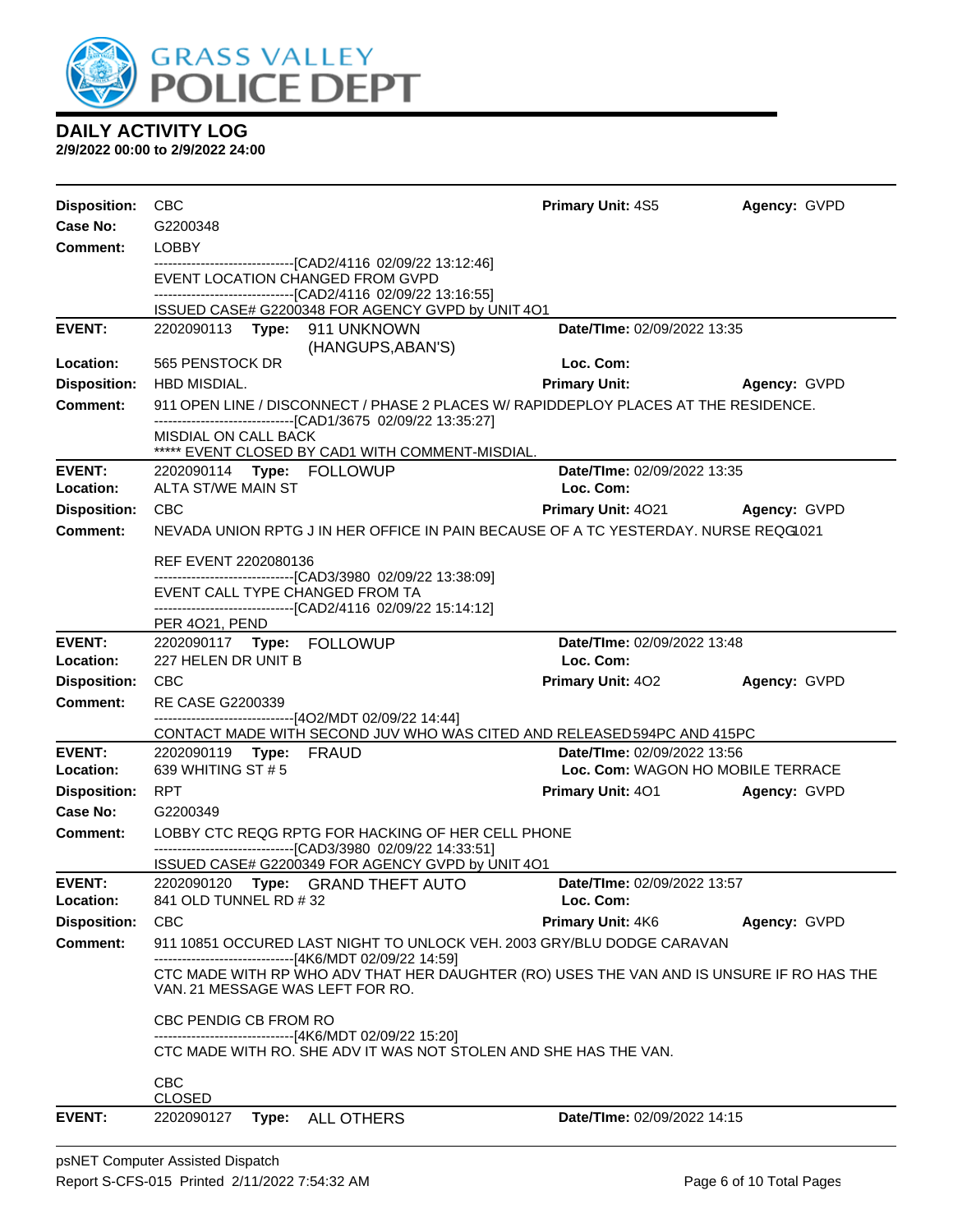# GRASS VALLEY POLICE DEPT

## DAILY ACTIVITY LOG

**2/9/2022 00:00 to 2/9/2022 24:00**

**Disposition:** CBC **Primary Unit:** 4S5 **Agency:** GVPD
**Case No:** G2200348
**Comment:** LOBBY

------------------------------[CAD2/4116 02/09/22 13:12:46]
EVENT LOCATION CHANGED FROM GVPD
------------------------------[CAD2/4116 02/09/22 13:16:55]
ISSUED CASE# G2200348 FOR AGENCY GVPD by UNIT 4O1

---

**EVENT:** 2202090113 **Type:** 911 UNKNOWN (HANGUPS,ABAN'S) **Date/TIme:** 02/09/2022 13:35
**Location:** 565 PENSTOCK DR **Loc. Com:**
**Disposition:** HBD MISDIAL. **Primary Unit:** **Agency:** GVPD
**Comment:** 911 OPEN LINE / DISCONNECT / PHASE 2 PLACES W/ RAPIDDEPLOY PLACES AT THE RESIDENCE.

------------------------------[CAD1/3675 02/09/22 13:35:27]
MISDIAL ON CALL BACK
***** EVENT CLOSED BY CAD1 WITH COMMENT-MISDIAL.

---

**EVENT:** 2202090114 **Type:** FOLLOWUP **Date/TIme:** 02/09/2022 13:35
**Location:** ALTA ST/WE MAIN ST **Loc. Com:**
**Disposition:** CBC **Primary Unit:** 4O21 **Agency:** GVPD
**Comment:** NEVADA UNION RPTG J IN HER OFFICE IN PAIN BECAUSE OF A TC YESTERDAY. NURSE REQG1021

REF EVENT 2202080136
------------------------------[CAD3/3980 02/09/22 13:38:09]
EVENT CALL TYPE CHANGED FROM TA
------------------------------[CAD2/4116 02/09/22 15:14:12]
PER 4O21, PEND

---

**EVENT:** 2202090117 **Type:** FOLLOWUP **Date/TIme:** 02/09/2022 13:48
**Location:** 227 HELEN DR UNIT B **Loc. Com:**
**Disposition:** CBC **Primary Unit:** 4O2 **Agency:** GVPD
**Comment:** RE CASE G2200339

------------------------------[4O2/MDT 02/09/22 14:44]
CONTACT MADE WITH SECOND JUV WHO WAS CITED AND RELEASED 594PC AND 415PC

---

**EVENT:** 2202090119 **Type:** FRAUD **Date/TIme:** 02/09/2022 13:56
**Location:** 639 WHITING ST # 5 **Loc. Com:** WAGON HO MOBILE TERRACE
**Disposition:** RPT **Primary Unit:** 4O1 **Agency:** GVPD
**Case No:** G2200349
**Comment:** LOBBY CTC REQG RPTG FOR HACKING OF HER CELL PHONE

------------------------------[CAD3/3980 02/09/22 14:33:51]
ISSUED CASE# G2200349 FOR AGENCY GVPD by UNIT 4O1

---

**EVENT:** 2202090120 **Type:** GRAND THEFT AUTO **Date/TIme:** 02/09/2022 13:57
**Location:** 841 OLD TUNNEL RD # 32 **Loc. Com:**
**Disposition:** CBC **Primary Unit:** 4K6 **Agency:** GVPD
**Comment:** 911 10851 OCCURED LAST NIGHT TO UNLOCK VEH. 2003 GRY/BLU DODGE CARAVAN

------------------------------[4K6/MDT 02/09/22 14:59]
CTC MADE WITH RP WHO ADV THAT HER DAUGHTER (RO) USES THE VAN AND IS UNSURE IF RO HAS THE VAN. 21 MESSAGE WAS LEFT FOR RO.

CBC PENDIG CB FROM RO
------------------------------[4K6/MDT 02/09/22 15:20]
CTC MADE WITH RO. SHE ADV IT WAS NOT STOLEN AND SHE HAS THE VAN.

CBC
CLOSED

---

**EVENT:** 2202090127 **Type:** ALL OTHERS **Date/TIme:** 02/09/2022 14:15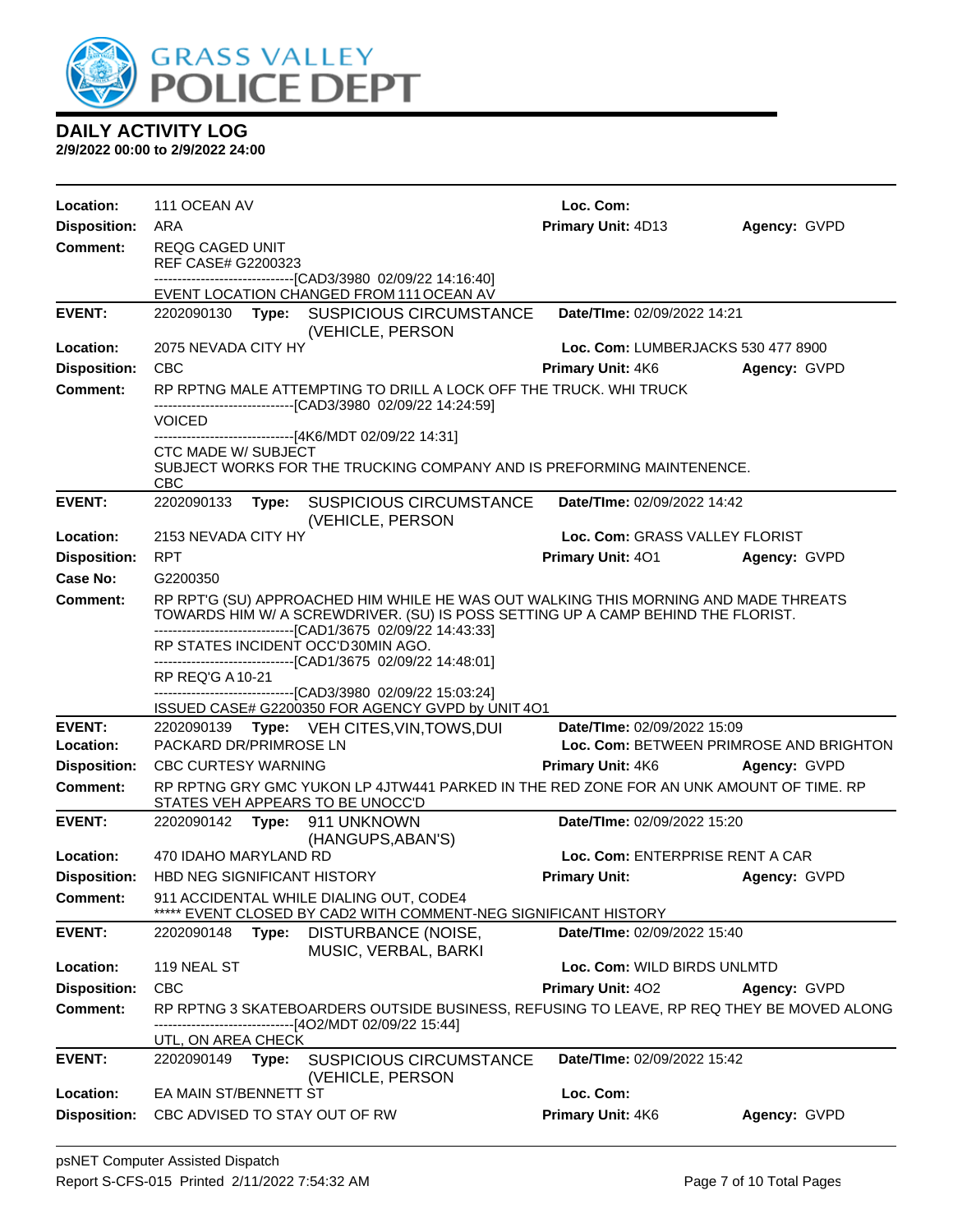# DAILY ACTIVITY LOG

**2/9/2022 00:00 to 2/9/2022 24:00**

**Location:** 111 OCEAN AV | **Loc. Com:**
**Disposition:** ARA | **Primary Unit:** 4D13 | **Agency:** GVPD
**Comment:** REQG CAGED UNIT
REF CASE# G2200323
------------------------------[CAD3/3980 02/09/22 14:16:40]
EVENT LOCATION CHANGED FROM 111 OCEAN AV

---

**EVENT:** 2202090130 **Type:** SUSPICIOUS CIRCUMSTANCE (VEHICLE, PERSON | **Date/TIme:** 02/09/2022 14:21
**Location:** 2075 NEVADA CITY HY | **Loc. Com:** LUMBERJACKS 530 477 8900
**Disposition:** CBC | **Primary Unit:** 4K6 | **Agency:** GVPD
**Comment:** RP RPTNG MALE ATTEMPTING TO DRILL A LOCK OFF THE TRUCK. WHI TRUCK
------------------------------[CAD3/3980 02/09/22 14:24:59]
VOICED
------------------------------[4K6/MDT 02/09/22 14:31]
CTC MADE W/ SUBJECT
SUBJECT WORKS FOR THE TRUCKING COMPANY AND IS PREFORMING MAINTENENCE.
CBC

---

**EVENT:** 2202090133 **Type:** SUSPICIOUS CIRCUMSTANCE (VEHICLE, PERSON | **Date/TIme:** 02/09/2022 14:42
**Location:** 2153 NEVADA CITY HY | **Loc. Com:** GRASS VALLEY FLORIST
**Disposition:** RPT | **Primary Unit:** 4O1 | **Agency:** GVPD
**Case No:** G2200350
**Comment:** RP RPT'G (SU) APPROACHED HIM WHILE HE WAS OUT WALKING THIS MORNING AND MADE THREATS TOWARDS HIM W/ A SCREWDRIVER. (SU) IS POSS SETTING UP A CAMP BEHIND THE FLORIST.
------------------------------[CAD1/3675 02/09/22 14:43:33]
RP STATES INCIDENT OCC'D30MIN AGO.
------------------------------[CAD1/3675 02/09/22 14:48:01]
RP REQ'G A 10-21
------------------------------[CAD3/3980 02/09/22 15:03:24]
ISSUED CASE# G2200350 FOR AGENCY GVPD by UNIT 4O1

---

**EVENT:** 2202090139 **Type:** VEH CITES,VIN,TOWS,DUI | **Date/TIme:** 02/09/2022 15:09
**Location:** PACKARD DR/PRIMROSE LN | **Loc. Com:** BETWEEN PRIMROSE AND BRIGHTON
**Disposition:** CBC CURTESY WARNING | **Primary Unit:** 4K6 | **Agency:** GVPD
**Comment:** RP RPTNG GRY GMC YUKON LP 4JTW441 PARKED IN THE RED ZONE FOR AN UNK AMOUNT OF TIME. RP STATES VEH APPEARS TO BE UNOCC'D

---

**EVENT:** 2202090142 **Type:** 911 UNKNOWN (HANGUPS,ABAN'S) | **Date/TIme:** 02/09/2022 15:20
**Location:** 470 IDAHO MARYLAND RD | **Loc. Com:** ENTERPRISE RENT A CAR
**Disposition:** HBD NEG SIGNIFICANT HISTORY | **Primary Unit:** | **Agency:** GVPD
**Comment:** 911 ACCIDENTAL WHILE DIALING OUT, CODE4
***** EVENT CLOSED BY CAD2 WITH COMMENT-NEG SIGNIFICANT HISTORY

---

**EVENT:** 2202090148 **Type:** DISTURBANCE (NOISE, MUSIC, VERBAL, BARKI | **Date/TIme:** 02/09/2022 15:40
**Location:** 119 NEAL ST | **Loc. Com:** WILD BIRDS UNLMTD
**Disposition:** CBC | **Primary Unit:** 4O2 | **Agency:** GVPD
**Comment:** RP RPTNG 3 SKATEBOARDERS OUTSIDE BUSINESS, REFUSING TO LEAVE, RP REQ THEY BE MOVED ALONG
------------------------------[4O2/MDT 02/09/22 15:44]
UTL, ON AREA CHECK

---

**EVENT:** 2202090149 **Type:** SUSPICIOUS CIRCUMSTANCE (VEHICLE, PERSON | **Date/TIme:** 02/09/2022 15:42
**Location:** EA MAIN ST/BENNETT ST | **Loc. Com:**
**Disposition:** CBC ADVISED TO STAY OUT OF RW | **Primary Unit:** 4K6 | **Agency:** GVPD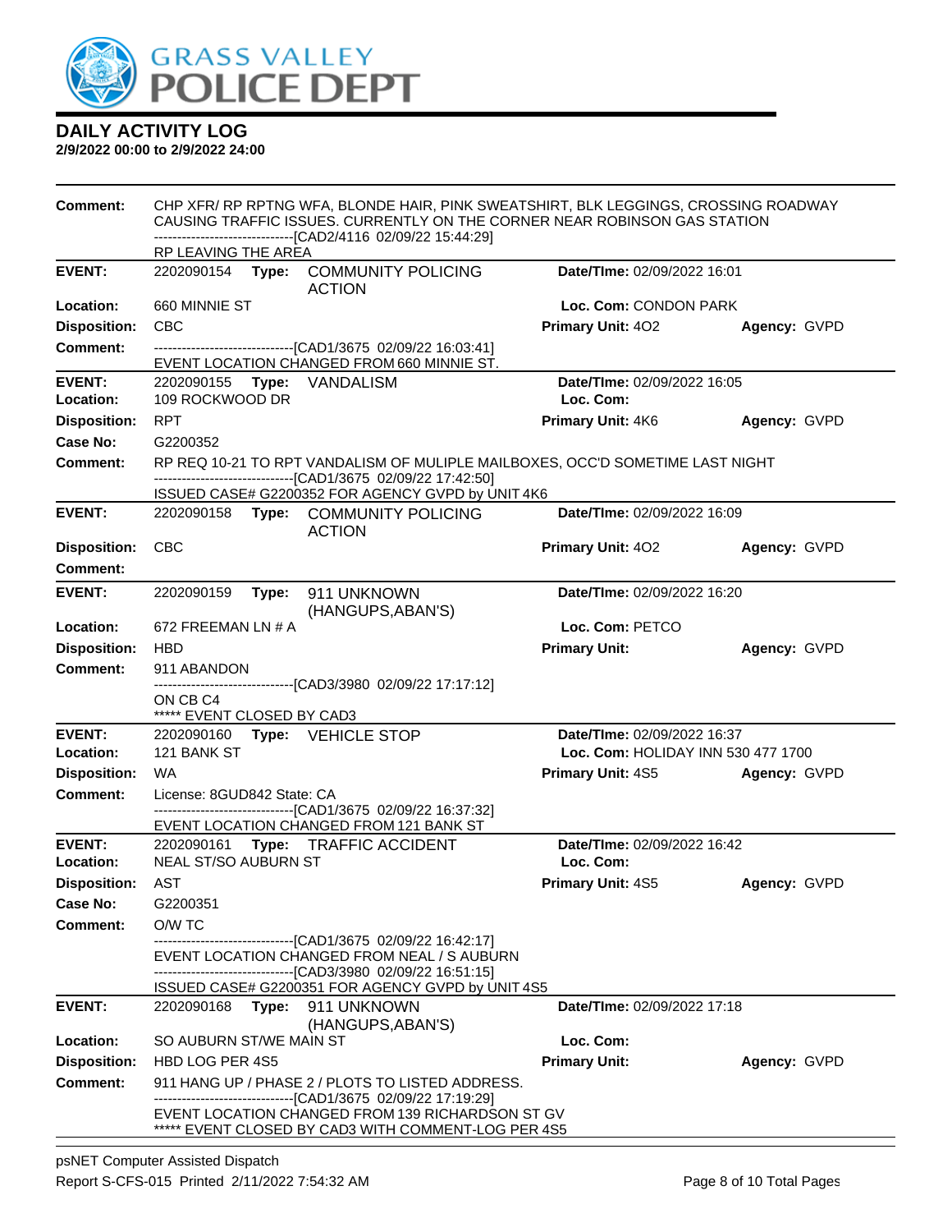# DAILY ACTIVITY LOG

**2/9/2022 00:00 to 2/9/2022 24:00**

**Comment:** CHP XFR/ RP RPTNG WFA, BLONDE HAIR, PINK SWEATSHIRT, BLK LEGGINGS, CROSSING ROADWAY CAUSING TRAFFIC ISSUES. CURRENTLY ON THE CORNER NEAR ROBINSON GAS STATION
------------------------------[CAD2/4116 02/09/22 15:44:29]
RP LEAVING THE AREA

---

**EVENT:** 2202090154 **Type:** COMMUNITY POLICING ACTION **Date/TIme:** 02/09/2022 16:01
**Location:** 660 MINNIE ST **Loc. Com:** CONDON PARK
**Disposition:** CBC **Primary Unit:** 4O2 **Agency:** GVPD
**Comment:** ------------------------------[CAD1/3675 02/09/22 16:03:41]
EVENT LOCATION CHANGED FROM 660 MINNIE ST.

---

**EVENT:** 2202090155 **Type:** VANDALISM **Date/TIme:** 02/09/2022 16:05
**Location:** 109 ROCKWOOD DR **Loc. Com:**
**Disposition:** RPT **Primary Unit:** 4K6 **Agency:** GVPD
**Case No:** G2200352
**Comment:** RP REQ 10-21 TO RPT VANDALISM OF MULIPLE MAILBOXES, OCC'D SOMETIME LAST NIGHT
------------------------------[CAD1/3675 02/09/22 17:42:50]
ISSUED CASE# G2200352 FOR AGENCY GVPD by UNIT 4K6

---

**EVENT:** 2202090158 **Type:** COMMUNITY POLICING ACTION **Date/TIme:** 02/09/2022 16:09
**Disposition:** CBC **Primary Unit:** 4O2 **Agency:** GVPD
**Comment:**

---

**EVENT:** 2202090159 **Type:** 911 UNKNOWN (HANGUPS,ABAN'S) **Date/TIme:** 02/09/2022 16:20
**Location:** 672 FREEMAN LN # A **Loc. Com:** PETCO
**Disposition:** HBD **Primary Unit:** **Agency:** GVPD
**Comment:** 911 ABANDON
------------------------------[CAD3/3980 02/09/22 17:17:12]
ON CB C4
***** EVENT CLOSED BY CAD3

---

**EVENT:** 2202090160 **Type:** VEHICLE STOP **Date/TIme:** 02/09/2022 16:37
**Location:** 121 BANK ST **Loc. Com:** HOLIDAY INN 530 477 1700
**Disposition:** WA **Primary Unit:** 4S5 **Agency:** GVPD
**Comment:** License: 8GUD842 State: CA
------------------------------[CAD1/3675 02/09/22 16:37:32]
EVENT LOCATION CHANGED FROM 121 BANK ST

---

**EVENT:** 2202090161 **Type:** TRAFFIC ACCIDENT **Date/TIme:** 02/09/2022 16:42
**Location:** NEAL ST/SO AUBURN ST **Loc. Com:**
**Disposition:** AST **Primary Unit:** 4S5 **Agency:** GVPD
**Case No:** G2200351
**Comment:** O/W TC
------------------------------[CAD1/3675 02/09/22 16:42:17]
EVENT LOCATION CHANGED FROM NEAL / S AUBURN
------------------------------[CAD3/3980 02/09/22 16:51:15]
ISSUED CASE# G2200351 FOR AGENCY GVPD by UNIT 4S5

---

**EVENT:** 2202090168 **Type:** 911 UNKNOWN (HANGUPS,ABAN'S) **Date/TIme:** 02/09/2022 17:18
**Location:** SO AUBURN ST/WE MAIN ST **Loc. Com:**
**Disposition:** HBD LOG PER 4S5 **Primary Unit:** **Agency:** GVPD
**Comment:** 911 HANG UP / PHASE 2 / PLOTS TO LISTED ADDRESS.
------------------------------[CAD1/3675 02/09/22 17:19:29]
EVENT LOCATION CHANGED FROM 139 RICHARDSON ST GV
***** EVENT CLOSED BY CAD3 WITH COMMENT-LOG PER 4S5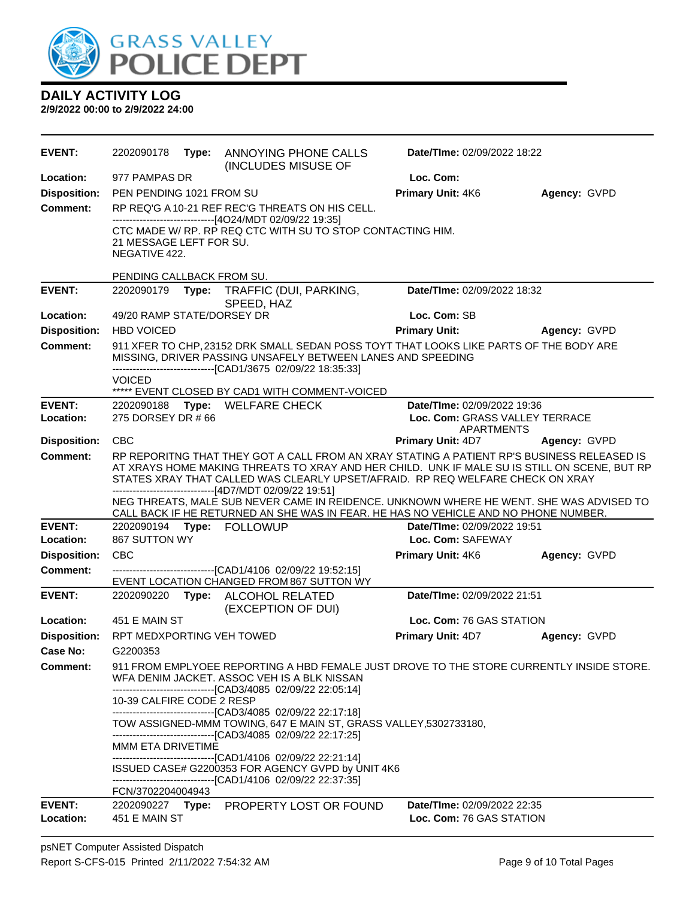# DAILY ACTIVITY LOG

**2/9/2022 00:00 to 2/9/2022 24:00**

**EVENT:** 2202090178 **Type:** ANNOYING PHONE CALLS (INCLUDES MISUSE OF **Date/TIme:** 02/09/2022 18:22
**Location:** 977 PAMPAS DR **Loc. Com:**
**Disposition:** PEN PENDING 1021 FROM SU **Primary Unit:** 4K6 **Agency:** GVPD
**Comment:** RP REQ'G A 10-21 REF REC'G THREATS ON HIS CELL.
------------------------------[4O24/MDT 02/09/22 19:35]
CTC MADE W/ RP. RP REQ CTC WITH SU TO STOP CONTACTING HIM.
21 MESSAGE LEFT FOR SU.
NEGATIVE 422.

PENDING CALLBACK FROM SU.

---

**EVENT:** 2202090179 **Type:** TRAFFIC (DUI, PARKING, SPEED, HAZ **Date/TIme:** 02/09/2022 18:32
**Location:** 49/20 RAMP STATE/DORSEY DR **Loc. Com:** SB
**Disposition:** HBD VOICED **Primary Unit:** **Agency:** GVPD
**Comment:** 911 XFER TO CHP, 23152 DRK SMALL SEDAN POSS TOYT THAT LOOKS LIKE PARTS OF THE BODY ARE MISSING, DRIVER PASSING UNSAFELY BETWEEN LANES AND SPEEDING
------------------------------[CAD1/3675 02/09/22 18:35:33]
VOICED
***** EVENT CLOSED BY CAD1 WITH COMMENT-VOICED

---

**EVENT:** 2202090188 **Type:** WELFARE CHECK **Date/TIme:** 02/09/2022 19:36
**Location:** 275 DORSEY DR # 66 **Loc. Com:** GRASS VALLEY TERRACE APARTMENTS
**Disposition:** CBC **Primary Unit:** 4D7 **Agency:** GVPD
**Comment:** RP REPORITNG THAT THEY GOT A CALL FROM AN XRAY STATING A PATIENT RP'S BUSINESS RELEASED IS AT XRAYS HOME MAKING THREATS TO XRAY AND HER CHILD. UNK IF MALE SU IS STILL ON SCENE, BUT RP STATES XRAY THAT CALLED WAS CLEARLY UPSET/AFRAID. RP REQ WELFARE CHECK ON XRAY
------------------------------[4D7/MDT 02/09/22 19:51]
NEG THREATS, MALE SUB NEVER CAME IN REIDENCE. UNKNOWN WHERE HE WENT. SHE WAS ADVISED TO CALL BACK IF HE RETURNED AN SHE WAS IN FEAR. HE HAS NO VEHICLE AND NO PHONE NUMBER.

---

**EVENT:** 2202090194 **Type:** FOLLOWUP **Date/TIme:** 02/09/2022 19:51
**Location:** 867 SUTTON WY **Loc. Com:** SAFEWAY
**Disposition:** CBC **Primary Unit:** 4K6 **Agency:** GVPD
**Comment:** ------------------------------[CAD1/4106 02/09/22 19:52:15]
EVENT LOCATION CHANGED FROM 867 SUTTON WY

---

**EVENT:** 2202090220 **Type:** ALCOHOL RELATED (EXCEPTION OF DUI) **Date/TIme:** 02/09/2022 21:51
**Location:** 451 E MAIN ST **Loc. Com:** 76 GAS STATION
**Disposition:** RPT MEDXPORTING VEH TOWED **Primary Unit:** 4D7 **Agency:** GVPD
**Case No:** G2200353
**Comment:** 911 FROM EMPLYOEE REPORTING A HBD FEMALE JUST DROVE TO THE STORE CURRENTLY INSIDE STORE. WFA DENIM JACKET. ASSOC VEH IS A BLK NISSAN
------------------------------[CAD3/4085 02/09/22 22:05:14]
10-39 CALFIRE CODE 2 RESP
------------------------------[CAD3/4085 02/09/22 22:17:18]
TOW ASSIGNED-MMM TOWING, 647 E MAIN ST, GRASS VALLEY,5302733180,
------------------------------[CAD3/4085 02/09/22 22:17:25]
MMM ETA DRIVETIME
------------------------------[CAD1/4106 02/09/22 22:21:14]
ISSUED CASE# G2200353 FOR AGENCY GVPD by UNIT 4K6
------------------------------[CAD1/4106 02/09/22 22:37:35]
FCN/3702204004943

---

**EVENT:** 2202090227 **Type:** PROPERTY LOST OR FOUND **Date/TIme:** 02/09/2022 22:35
**Location:** 451 E MAIN ST **Loc. Com:** 76 GAS STATION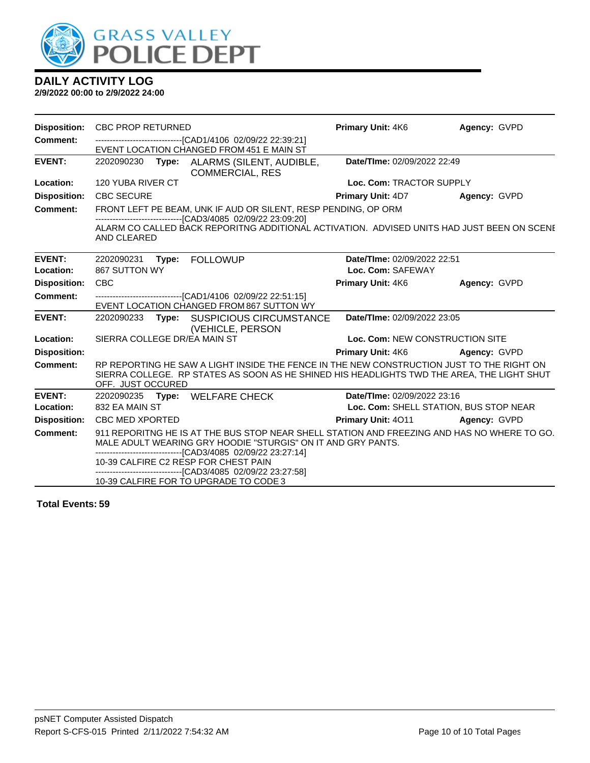## DAILY ACTIVITY LOG

**2/9/2022 00:00 to 2/9/2022 24:00**

| | | | |
|---|---|---|---|
| **Disposition:** | CBC PROP RETURNED | **Primary Unit:** 4K6 | **Agency:** GVPD |
| **Comment:** | ------------------------------[CAD1/4106 02/09/22 22:39:21] EVENT LOCATION CHANGED FROM 451 E MAIN ST | | |

| | | | |
|---|---|---|---|
| **EVENT:** | 2202090230 **Type:** ALARMS (SILENT, AUDIBLE, COMMERCIAL, RES | **Date/TIme:** 02/09/2022 22:49 | |
| **Location:** | 120 YUBA RIVER CT | **Loc. Com:** TRACTOR SUPPLY | |
| **Disposition:** | CBC SECURE | **Primary Unit:** 4D7 | **Agency:** GVPD |
| **Comment:** | FRONT LEFT PE BEAM, UNK IF AUD OR SILENT, RESP PENDING, OP ORM ------------------------------[CAD3/4085 02/09/22 23:09:20] ALARM CO CALLED BACK REPORITNG ADDITIONAL ACTIVATION. ADVISED UNITS HAD JUST BEEN ON SCENE AND CLEARED | | |

| | | | |
|---|---|---|---|
| **EVENT:** | 2202090231 **Type:** FOLLOWUP | **Date/TIme:** 02/09/2022 22:51 | |
| **Location:** | 867 SUTTON WY | **Loc. Com:** SAFEWAY | |
| **Disposition:** | CBC | **Primary Unit:** 4K6 | **Agency:** GVPD |
| **Comment:** | ------------------------------[CAD1/4106 02/09/22 22:51:15] EVENT LOCATION CHANGED FROM 867 SUTTON WY | | |

| | | | |
|---|---|---|---|
| **EVENT:** | 2202090233 **Type:** SUSPICIOUS CIRCUMSTANCE (VEHICLE, PERSON | **Date/TIme:** 02/09/2022 23:05 | |
| **Location:** | SIERRA COLLEGE DR/EA MAIN ST | **Loc. Com:** NEW CONSTRUCTION SITE | |
| **Disposition:** | | **Primary Unit:** 4K6 | **Agency:** GVPD |
| **Comment:** | RP REPORTING HE SAW A LIGHT INSIDE THE FENCE IN THE NEW CONSTRUCTION JUST TO THE RIGHT ON SIERRA COLLEGE. RP STATES AS SOON AS HE SHINED HIS HEADLIGHTS TWD THE AREA, THE LIGHT SHUT OFF. JUST OCCURED | | |

| | | | |
|---|---|---|---|
| **EVENT:** | 2202090235 **Type:** WELFARE CHECK | **Date/TIme:** 02/09/2022 23:16 | |
| **Location:** | 832 EA MAIN ST | **Loc. Com:** SHELL STATION, BUS STOP NEAR | |
| **Disposition:** | CBC MED XPORTED | **Primary Unit:** 4O11 | **Agency:** GVPD |
| **Comment:** | 911 REPORITNG HE IS AT THE BUS STOP NEAR SHELL STATION AND FREEZING AND HAS NO WHERE TO GO. MALE ADULT WEARING GRY HOODIE "STURGIS" ON IT AND GRY PANTS. ------------------------------[CAD3/4085 02/09/22 23:27:14] 10-39 CALFIRE C2 RESP FOR CHEST PAIN ------------------------------[CAD3/4085 02/09/22 23:27:58] 10-39 CALFIRE FOR TO UPGRADE TO CODE 3 | | |

**Total Events: 59**

psNET Computer Assisted Dispatch
Report S-CFS-015 Printed 2/11/2022 7:54:32 AM